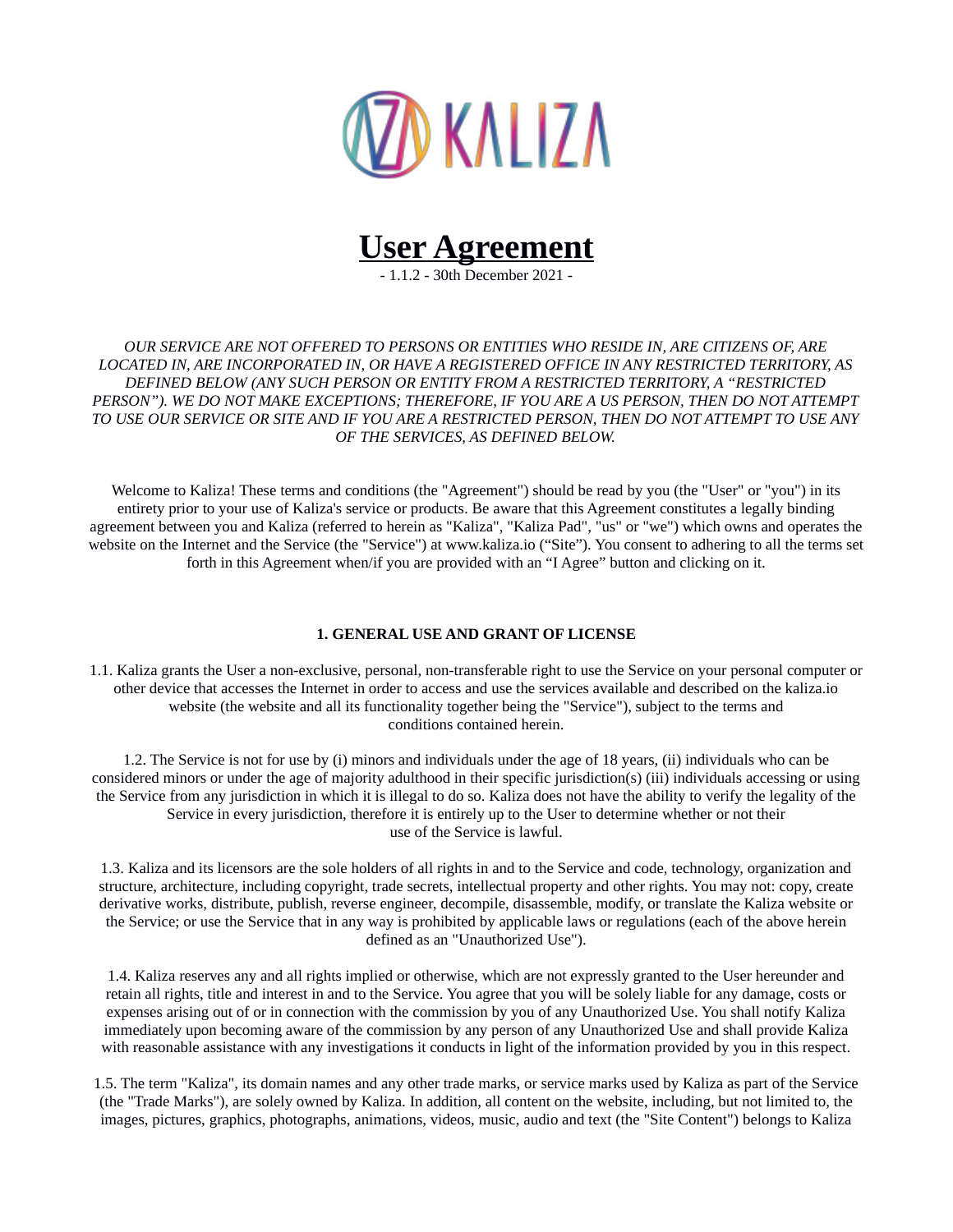KALIZA

# User Agreement

- 1.1.2 - 30th December 2021 -

*OUR SERVICE ARE NOT OFFERED TO PERSONS OR ENTITIES WHO RESIDE IN, ARE CITIZENS OF, ARE LOCATED IN, ARE INCORPORATED IN, OR HAVE A REGISTERED OFFICE IN ANY RESTRICTED TERRITORY, AS DEFINED BELOW (ANY SUCH PERSON OR ENTITY FROM A RESTRICTED TERRITORY, A "RESTRICTED PERSON"). WE DO NOT MAKE EXCEPTIONS; THEREFORE, IF YOU ARE A US PERSON, THEN DO NOT ATTEMPT TO USE OUR SERVICE OR SITE AND IF YOU ARE A RESTRICTED PERSON, THEN DO NOT ATTEMPT TO USE ANY OF THE SERVICES, AS DEFINED BELOW.*

Welcome to Kaliza! These terms and conditions (the "Agreement") should be read by you (the "User" or "you") in its entirety prior to your use of Kaliza's service or products. Be aware that this Agreement constitutes a legally binding agreement between you and Kaliza (referred to herein as "Kaliza", "Kaliza Pad", "us" or "we") which owns and operates the website on the Internet and the Service (the "Service") at www.kaliza.io ("Site"). You consent to adhering to all the terms set forth in this Agreement when/if you are provided with an "I Agree" button and clicking on it.

### 1. GENERAL USE AND GRANT OF LICENSE

1.1. Kaliza grants the User a non-exclusive, personal, non-transferable right to use the Service on your personal computer or other device that accesses the Internet in order to access and use the services available and described on the kaliza.io website (the website and all its functionality together being the "Service"), subject to the terms and conditions contained herein.

1.2. The Service is not for use by (i) minors and individuals under the age of 18 years, (ii) individuals who can be considered minors or under the age of majority adulthood in their specific jurisdiction(s) (iii) individuals accessing or using the Service from any jurisdiction in which it is illegal to do so. Kaliza does not have the ability to verify the legality of the Service in every jurisdiction, therefore it is entirely up to the User to determine whether or not their use of the Service is lawful.

1.3. Kaliza and its licensors are the sole holders of all rights in and to the Service and code, technology, organization and structure, architecture, including copyright, trade secrets, intellectual property and other rights. You may not: copy, create derivative works, distribute, publish, reverse engineer, decompile, disassemble, modify, or translate the Kaliza website or the Service; or use the Service that in any way is prohibited by applicable laws or regulations (each of the above herein defined as an "Unauthorized Use").

1.4. Kaliza reserves any and all rights implied or otherwise, which are not expressly granted to the User hereunder and retain all rights, title and interest in and to the Service. You agree that you will be solely liable for any damage, costs or expenses arising out of or in connection with the commission by you of any Unauthorized Use. You shall notify Kaliza immediately upon becoming aware of the commission by any person of any Unauthorized Use and shall provide Kaliza with reasonable assistance with any investigations it conducts in light of the information provided by you in this respect.

1.5. The term "Kaliza", its domain names and any other trade marks, or service marks used by Kaliza as part of the Service (the "Trade Marks"), are solely owned by Kaliza. In addition, all content on the website, including, but not limited to, the images, pictures, graphics, photographs, animations, videos, music, audio and text (the "Site Content") belongs to Kaliza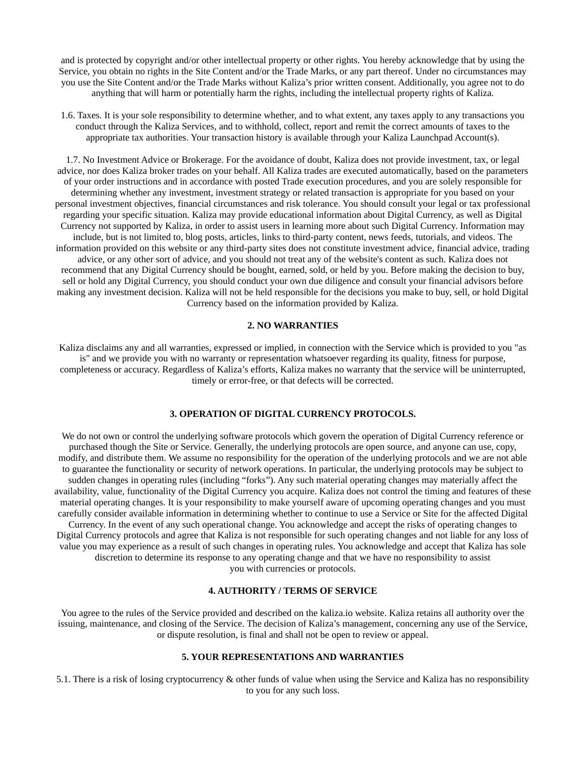and is protected by copyright and/or other intellectual property or other rights. You hereby acknowledge that by using the Service, you obtain no rights in the Site Content and/or the Trade Marks, or any part thereof. Under no circumstances may you use the Site Content and/or the Trade Marks without Kaliza's prior written consent. Additionally, you agree not to do anything that will harm or potentially harm the rights, including the intellectual property rights of Kaliza.

1.6. Taxes. It is your sole responsibility to determine whether, and to what extent, any taxes apply to any transactions you conduct through the Kaliza Services, and to withhold, collect, report and remit the correct amounts of taxes to the appropriate tax authorities. Your transaction history is available through your Kaliza Launchpad Account(s).

1.7. No Investment Advice or Brokerage. For the avoidance of doubt, Kaliza does not provide investment, tax, or legal advice, nor does Kaliza broker trades on your behalf. All Kaliza trades are executed automatically, based on the parameters of your order instructions and in accordance with posted Trade execution procedures, and you are solely responsible for determining whether any investment, investment strategy or related transaction is appropriate for you based on your personal investment objectives, financial circumstances and risk tolerance. You should consult your legal or tax professional regarding your specific situation. Kaliza may provide educational information about Digital Currency, as well as Digital Currency not supported by Kaliza, in order to assist users in learning more about such Digital Currency. Information may include, but is not limited to, blog posts, articles, links to third-party content, news feeds, tutorials, and videos. The information provided on this website or any third-party sites does not constitute investment advice, financial advice, trading advice, or any other sort of advice, and you should not treat any of the website's content as such. Kaliza does not recommend that any Digital Currency should be bought, earned, sold, or held by you. Before making the decision to buy, sell or hold any Digital Currency, you should conduct your own due diligence and consult your financial advisors before making any investment decision. Kaliza will not be held responsible for the decisions you make to buy, sell, or hold Digital Currency based on the information provided by Kaliza.

## 2. NO WARRANTIES

Kaliza disclaims any and all warranties, expressed or implied, in connection with the Service which is provided to you "as is" and we provide you with no warranty or representation whatsoever regarding its quality, fitness for purpose, completeness or accuracy. Regardless of Kaliza's efforts, Kaliza makes no warranty that the service will be uninterrupted, timely or error-free, or that defects will be corrected.

## 3. OPERATION OF DIGITAL CURRENCY PROTOCOLS.

We do not own or control the underlying software protocols which govern the operation of Digital Currency reference or purchased though the Site or Service. Generally, the underlying protocols are open source, and anyone can use, copy, modify, and distribute them. We assume no responsibility for the operation of the underlying protocols and we are not able to guarantee the functionality or security of network operations. In particular, the underlying protocols may be subject to sudden changes in operating rules (including "forks"). Any such material operating changes may materially affect the availability, value, functionality of the Digital Currency you acquire. Kaliza does not control the timing and features of these material operating changes. It is your responsibility to make yourself aware of upcoming operating changes and you must carefully consider available information in determining whether to continue to use a Service or Site for the affected Digital Currency. In the event of any such operational change. You acknowledge and accept the risks of operating changes to Digital Currency protocols and agree that Kaliza is not responsible for such operating changes and not liable for any loss of value you may experience as a result of such changes in operating rules. You acknowledge and accept that Kaliza has sole discretion to determine its response to any operating change and that we have no responsibility to assist you with currencies or protocols.

## 4. AUTHORITY / TERMS OF SERVICE

You agree to the rules of the Service provided and described on the kaliza.io website. Kaliza retains all authority over the issuing, maintenance, and closing of the Service. The decision of Kaliza's management, concerning any use of the Service, or dispute resolution, is final and shall not be open to review or appeal.

## 5. YOUR REPRESENTATIONS AND WARRANTIES

5.1. There is a risk of losing cryptocurrency & other funds of value when using the Service and Kaliza has no responsibility to you for any such loss.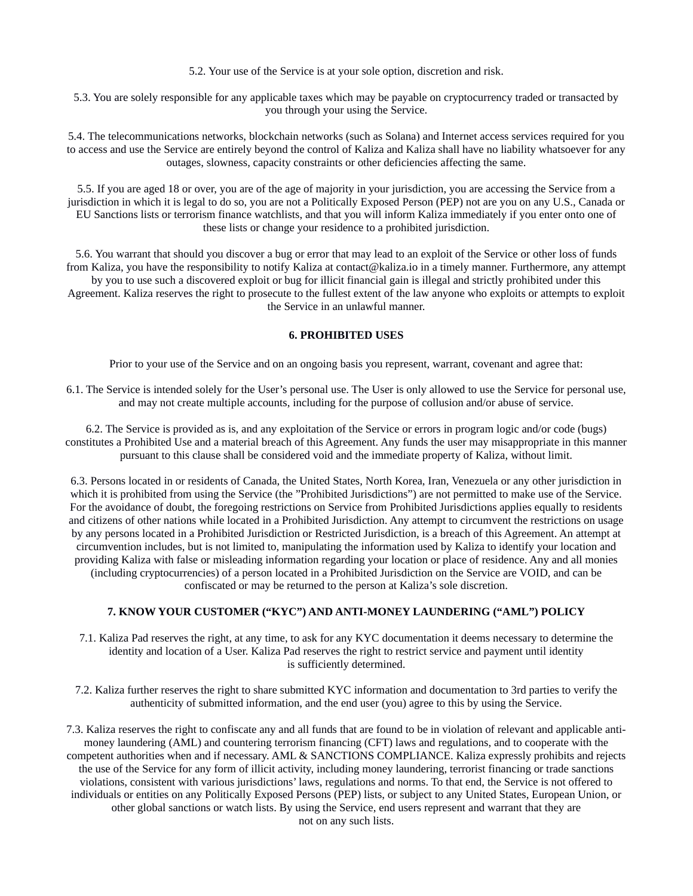5.2. Your use of the Service is at your sole option, discretion and risk.

5.3. You are solely responsible for any applicable taxes which may be payable on cryptocurrency traded or transacted by you through your using the Service.

5.4. The telecommunications networks, blockchain networks (such as Solana) and Internet access services required for you to access and use the Service are entirely beyond the control of Kaliza and Kaliza shall have no liability whatsoever for any outages, slowness, capacity constraints or other deficiencies affecting the same.

5.5. If you are aged 18 or over, you are of the age of majority in your jurisdiction, you are accessing the Service from a jurisdiction in which it is legal to do so, you are not a Politically Exposed Person (PEP) not are you on any U.S., Canada or EU Sanctions lists or terrorism finance watchlists, and that you will inform Kaliza immediately if you enter onto one of these lists or change your residence to a prohibited jurisdiction.

5.6. You warrant that should you discover a bug or error that may lead to an exploit of the Service or other loss of funds from Kaliza, you have the responsibility to notify Kaliza at contact@kaliza.io in a timely manner. Furthermore, any attempt by you to use such a discovered exploit or bug for illicit financial gain is illegal and strictly prohibited under this Agreement. Kaliza reserves the right to prosecute to the fullest extent of the law anyone who exploits or attempts to exploit the Service in an unlawful manner.

## 6. PROHIBITED USES

Prior to your use of the Service and on an ongoing basis you represent, warrant, covenant and agree that:

6.1. The Service is intended solely for the User’s personal use. The User is only allowed to use the Service for personal use, and may not create multiple accounts, including for the purpose of collusion and/or abuse of service.

6.2. The Service is provided as is, and any exploitation of the Service or errors in program logic and/or code (bugs) constitutes a Prohibited Use and a material breach of this Agreement. Any funds the user may misappropriate in this manner pursuant to this clause shall be considered void and the immediate property of Kaliza, without limit.

6.3. Persons located in or residents of Canada, the United States, North Korea, Iran, Venezuela or any other jurisdiction in which it is prohibited from using the Service (the ”Prohibited Jurisdictions”) are not permitted to make use of the Service. For the avoidance of doubt, the foregoing restrictions on Service from Prohibited Jurisdictions applies equally to residents and citizens of other nations while located in a Prohibited Jurisdiction. Any attempt to circumvent the restrictions on usage by any persons located in a Prohibited Jurisdiction or Restricted Jurisdiction, is a breach of this Agreement. An attempt at circumvention includes, but is not limited to, manipulating the information used by Kaliza to identify your location and providing Kaliza with false or misleading information regarding your location or place of residence. Any and all monies (including cryptocurrencies) of a person located in a Prohibited Jurisdiction on the Service are VOID, and can be confiscated or may be returned to the person at Kaliza’s sole discretion.

## 7. KNOW YOUR CUSTOMER (“KYC”) AND ANTI-MONEY LAUNDERING (“AML”) POLICY

7.1. Kaliza Pad reserves the right, at any time, to ask for any KYC documentation it deems necessary to determine the identity and location of a User. Kaliza Pad reserves the right to restrict service and payment until identity is sufficiently determined.

7.2. Kaliza further reserves the right to share submitted KYC information and documentation to 3rd parties to verify the authenticity of submitted information, and the end user (you) agree to this by using the Service.

7.3. Kaliza reserves the right to confiscate any and all funds that are found to be in violation of relevant and applicable anti-money laundering (AML) and countering terrorism financing (CFT) laws and regulations, and to cooperate with the competent authorities when and if necessary. AML & SANCTIONS COMPLIANCE. Kaliza expressly prohibits and rejects the use of the Service for any form of illicit activity, including money laundering, terrorist financing or trade sanctions violations, consistent with various jurisdictions’ laws, regulations and norms. To that end, the Service is not offered to individuals or entities on any Politically Exposed Persons (PEP) lists, or subject to any United States, European Union, or other global sanctions or watch lists. By using the Service, end users represent and warrant that they are not on any such lists.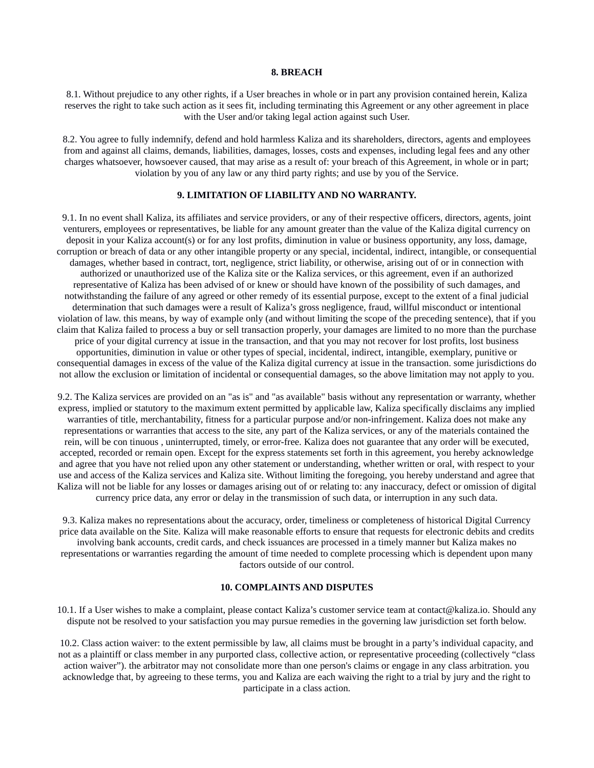## 8. BREACH

8.1. Without prejudice to any other rights, if a User breaches in whole or in part any provision contained herein, Kaliza reserves the right to take such action as it sees fit, including terminating this Agreement or any other agreement in place with the User and/or taking legal action against such User.

8.2. You agree to fully indemnify, defend and hold harmless Kaliza and its shareholders, directors, agents and employees from and against all claims, demands, liabilities, damages, losses, costs and expenses, including legal fees and any other charges whatsoever, howsoever caused, that may arise as a result of: your breach of this Agreement, in whole or in part; violation by you of any law or any third party rights; and use by you of the Service.

## 9. LIMITATION OF LIABILITY AND NO WARRANTY.

9.1. In no event shall Kaliza, its affiliates and service providers, or any of their respective officers, directors, agents, joint venturers, employees or representatives, be liable for any amount greater than the value of the Kaliza digital currency on deposit in your Kaliza account(s) or for any lost profits, diminution in value or business opportunity, any loss, damage, corruption or breach of data or any other intangible property or any special, incidental, indirect, intangible, or consequential damages, whether based in contract, tort, negligence, strict liability, or otherwise, arising out of or in connection with authorized or unauthorized use of the Kaliza site or the Kaliza services, or this agreement, even if an authorized representative of Kaliza has been advised of or knew or should have known of the possibility of such damages, and notwithstanding the failure of any agreed or other remedy of its essential purpose, except to the extent of a final judicial determination that such damages were a result of Kaliza's gross negligence, fraud, willful misconduct or intentional violation of law. this means, by way of example only (and without limiting the scope of the preceding sentence), that if you claim that Kaliza failed to process a buy or sell transaction properly, your damages are limited to no more than the purchase price of your digital currency at issue in the transaction, and that you may not recover for lost profits, lost business opportunities, diminution in value or other types of special, incidental, indirect, intangible, exemplary, punitive or consequential damages in excess of the value of the Kaliza digital currency at issue in the transaction. some jurisdictions do not allow the exclusion or limitation of incidental or consequential damages, so the above limitation may not apply to you.

9.2. The Kaliza services are provided on an "as is" and "as available" basis without any representation or warranty, whether express, implied or statutory to the maximum extent permitted by applicable law, Kaliza specifically disclaims any implied warranties of title, merchantability, fitness for a particular purpose and/or non-infringement. Kaliza does not make any representations or warranties that access to the site, any part of the Kaliza services, or any of the materials contained the rein, will be con tinuous , uninterrupted, timely, or error-free. Kaliza does not guarantee that any order will be executed, accepted, recorded or remain open. Except for the express statements set forth in this agreement, you hereby acknowledge and agree that you have not relied upon any other statement or understanding, whether written or oral, with respect to your use and access of the Kaliza services and Kaliza site. Without limiting the foregoing, you hereby understand and agree that Kaliza will not be liable for any losses or damages arising out of or relating to: any inaccuracy, defect or omission of digital currency price data, any error or delay in the transmission of such data, or interruption in any such data.

9.3. Kaliza makes no representations about the accuracy, order, timeliness or completeness of historical Digital Currency price data available on the Site. Kaliza will make reasonable efforts to ensure that requests for electronic debits and credits involving bank accounts, credit cards, and check issuances are processed in a timely manner but Kaliza makes no representations or warranties regarding the amount of time needed to complete processing which is dependent upon many factors outside of our control.

## 10. COMPLAINTS AND DISPUTES

10.1. If a User wishes to make a complaint, please contact Kaliza's customer service team at contact@kaliza.io. Should any dispute not be resolved to your satisfaction you may pursue remedies in the governing law jurisdiction set forth below.

10.2. Class action waiver: to the extent permissible by law, all claims must be brought in a party's individual capacity, and not as a plaintiff or class member in any purported class, collective action, or representative proceeding (collectively "class action waiver"). the arbitrator may not consolidate more than one person's claims or engage in any class arbitration. you acknowledge that, by agreeing to these terms, you and Kaliza are each waiving the right to a trial by jury and the right to participate in a class action.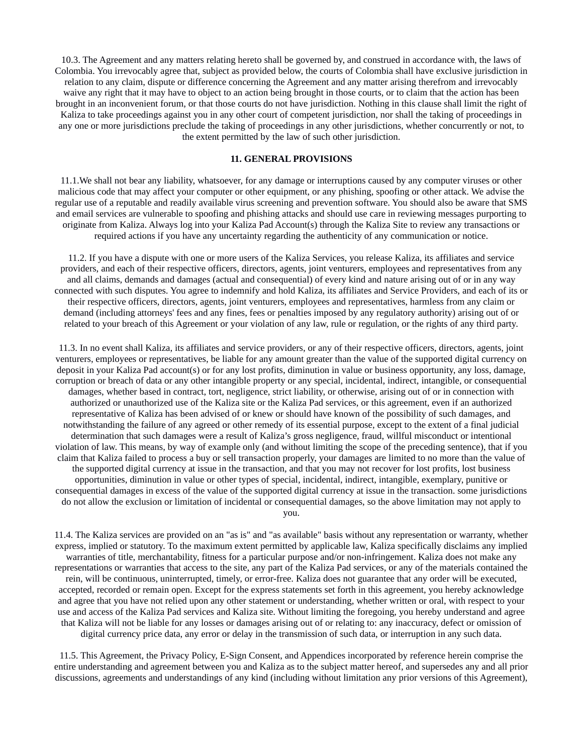10.3. The Agreement and any matters relating hereto shall be governed by, and construed in accordance with, the laws of Colombia. You irrevocably agree that, subject as provided below, the courts of Colombia shall have exclusive jurisdiction in relation to any claim, dispute or difference concerning the Agreement and any matter arising therefrom and irrevocably waive any right that it may have to object to an action being brought in those courts, or to claim that the action has been brought in an inconvenient forum, or that those courts do not have jurisdiction. Nothing in this clause shall limit the right of Kaliza to take proceedings against you in any other court of competent jurisdiction, nor shall the taking of proceedings in any one or more jurisdictions preclude the taking of proceedings in any other jurisdictions, whether concurrently or not, to the extent permitted by the law of such other jurisdiction.

## 11. GENERAL PROVISIONS

11.1.We shall not bear any liability, whatsoever, for any damage or interruptions caused by any computer viruses or other malicious code that may affect your computer or other equipment, or any phishing, spoofing or other attack. We advise the regular use of a reputable and readily available virus screening and prevention software. You should also be aware that SMS and email services are vulnerable to spoofing and phishing attacks and should use care in reviewing messages purporting to originate from Kaliza. Always log into your Kaliza Pad Account(s) through the Kaliza Site to review any transactions or required actions if you have any uncertainty regarding the authenticity of any communication or notice.

11.2. If you have a dispute with one or more users of the Kaliza Services, you release Kaliza, its affiliates and service providers, and each of their respective officers, directors, agents, joint venturers, employees and representatives from any and all claims, demands and damages (actual and consequential) of every kind and nature arising out of or in any way connected with such disputes. You agree to indemnify and hold Kaliza, its affiliates and Service Providers, and each of its or their respective officers, directors, agents, joint venturers, employees and representatives, harmless from any claim or demand (including attorneys' fees and any fines, fees or penalties imposed by any regulatory authority) arising out of or related to your breach of this Agreement or your violation of any law, rule or regulation, or the rights of any third party.

11.3. In no event shall Kaliza, its affiliates and service providers, or any of their respective officers, directors, agents, joint venturers, employees or representatives, be liable for any amount greater than the value of the supported digital currency on deposit in your Kaliza Pad account(s) or for any lost profits, diminution in value or business opportunity, any loss, damage, corruption or breach of data or any other intangible property or any special, incidental, indirect, intangible, or consequential damages, whether based in contract, tort, negligence, strict liability, or otherwise, arising out of or in connection with authorized or unauthorized use of the Kaliza site or the Kaliza Pad services, or this agreement, even if an authorized representative of Kaliza has been advised of or knew or should have known of the possibility of such damages, and notwithstanding the failure of any agreed or other remedy of its essential purpose, except to the extent of a final judicial determination that such damages were a result of Kaliza's gross negligence, fraud, willful misconduct or intentional violation of law. This means, by way of example only (and without limiting the scope of the preceding sentence), that if you claim that Kaliza failed to process a buy or sell transaction properly, your damages are limited to no more than the value of the supported digital currency at issue in the transaction, and that you may not recover for lost profits, lost business opportunities, diminution in value or other types of special, incidental, indirect, intangible, exemplary, punitive or consequential damages in excess of the value of the supported digital currency at issue in the transaction. some jurisdictions do not allow the exclusion or limitation of incidental or consequential damages, so the above limitation may not apply to you.

11.4. The Kaliza services are provided on an "as is" and "as available" basis without any representation or warranty, whether express, implied or statutory. To the maximum extent permitted by applicable law, Kaliza specifically disclaims any implied warranties of title, merchantability, fitness for a particular purpose and/or non-infringement. Kaliza does not make any representations or warranties that access to the site, any part of the Kaliza Pad services, or any of the materials contained the rein, will be continuous, uninterrupted, timely, or error-free. Kaliza does not guarantee that any order will be executed, accepted, recorded or remain open. Except for the express statements set forth in this agreement, you hereby acknowledge and agree that you have not relied upon any other statement or understanding, whether written or oral, with respect to your use and access of the Kaliza Pad services and Kaliza site. Without limiting the foregoing, you hereby understand and agree that Kaliza will not be liable for any losses or damages arising out of or relating to: any inaccuracy, defect or omission of digital currency price data, any error or delay in the transmission of such data, or interruption in any such data.

11.5. This Agreement, the Privacy Policy, E-Sign Consent, and Appendices incorporated by reference herein comprise the entire understanding and agreement between you and Kaliza as to the subject matter hereof, and supersedes any and all prior discussions, agreements and understandings of any kind (including without limitation any prior versions of this Agreement),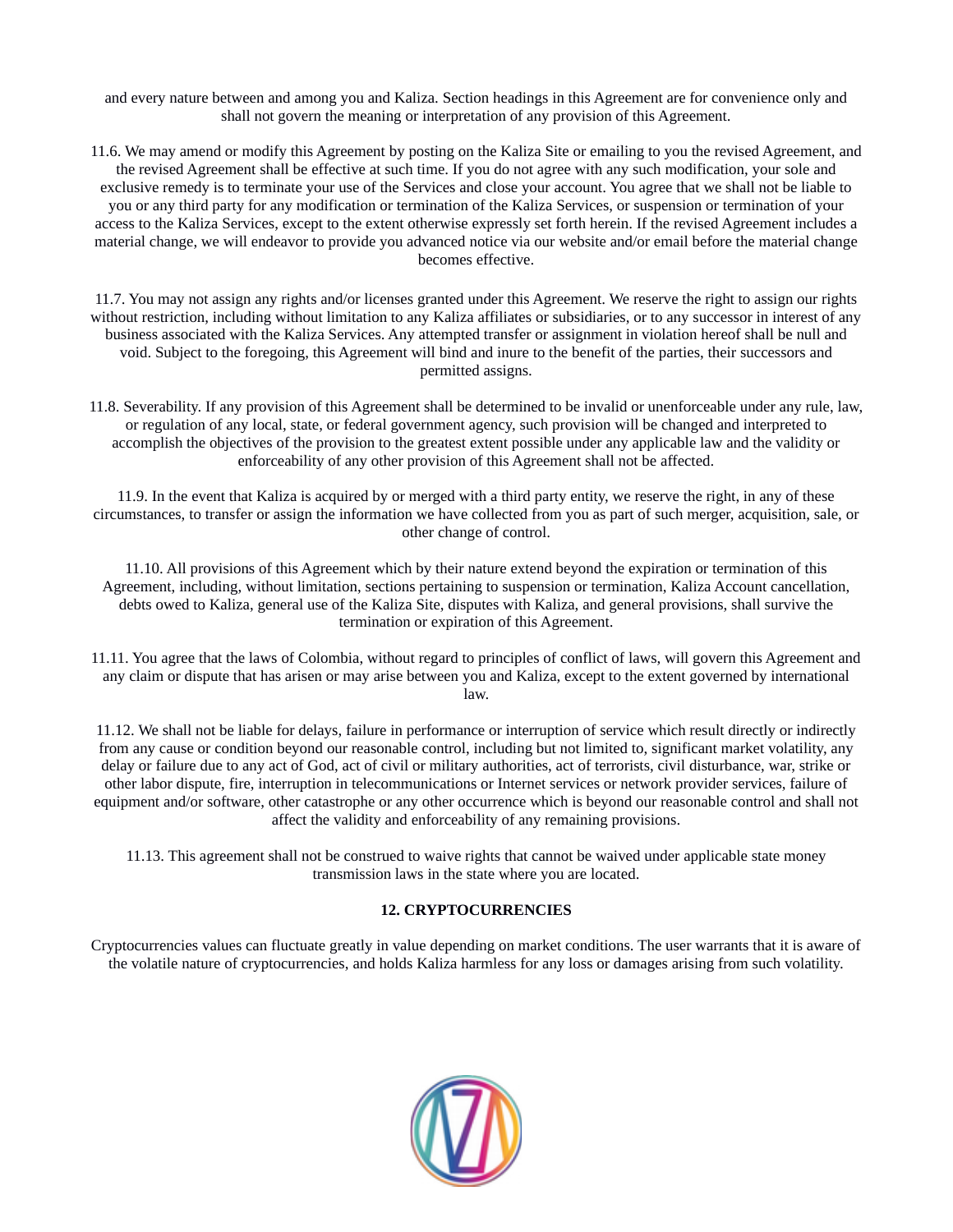and every nature between and among you and Kaliza. Section headings in this Agreement are for convenience only and shall not govern the meaning or interpretation of any provision of this Agreement.

11.6. We may amend or modify this Agreement by posting on the Kaliza Site or emailing to you the revised Agreement, and the revised Agreement shall be effective at such time. If you do not agree with any such modification, your sole and exclusive remedy is to terminate your use of the Services and close your account. You agree that we shall not be liable to you or any third party for any modification or termination of the Kaliza Services, or suspension or termination of your access to the Kaliza Services, except to the extent otherwise expressly set forth herein. If the revised Agreement includes a material change, we will endeavor to provide you advanced notice via our website and/or email before the material change becomes effective.

11.7. You may not assign any rights and/or licenses granted under this Agreement. We reserve the right to assign our rights without restriction, including without limitation to any Kaliza affiliates or subsidiaries, or to any successor in interest of any business associated with the Kaliza Services. Any attempted transfer or assignment in violation hereof shall be null and void. Subject to the foregoing, this Agreement will bind and inure to the benefit of the parties, their successors and permitted assigns.

11.8. Severability. If any provision of this Agreement shall be determined to be invalid or unenforceable under any rule, law, or regulation of any local, state, or federal government agency, such provision will be changed and interpreted to accomplish the objectives of the provision to the greatest extent possible under any applicable law and the validity or enforceability of any other provision of this Agreement shall not be affected.

11.9. In the event that Kaliza is acquired by or merged with a third party entity, we reserve the right, in any of these circumstances, to transfer or assign the information we have collected from you as part of such merger, acquisition, sale, or other change of control.

11.10. All provisions of this Agreement which by their nature extend beyond the expiration or termination of this Agreement, including, without limitation, sections pertaining to suspension or termination, Kaliza Account cancellation, debts owed to Kaliza, general use of the Kaliza Site, disputes with Kaliza, and general provisions, shall survive the termination or expiration of this Agreement.

11.11. You agree that the laws of Colombia, without regard to principles of conflict of laws, will govern this Agreement and any claim or dispute that has arisen or may arise between you and Kaliza, except to the extent governed by international law.

11.12. We shall not be liable for delays, failure in performance or interruption of service which result directly or indirectly from any cause or condition beyond our reasonable control, including but not limited to, significant market volatility, any delay or failure due to any act of God, act of civil or military authorities, act of terrorists, civil disturbance, war, strike or other labor dispute, fire, interruption in telecommunications or Internet services or network provider services, failure of equipment and/or software, other catastrophe or any other occurrence which is beyond our reasonable control and shall not affect the validity and enforceability of any remaining provisions.

11.13. This agreement shall not be construed to waive rights that cannot be waived under applicable state money transmission laws in the state where you are located.

## 12. CRYPTOCURRENCIES

Cryptocurrencies values can fluctuate greatly in value depending on market conditions. The user warrants that it is aware of the volatile nature of cryptocurrencies, and holds Kaliza harmless for any loss or damages arising from such volatility.